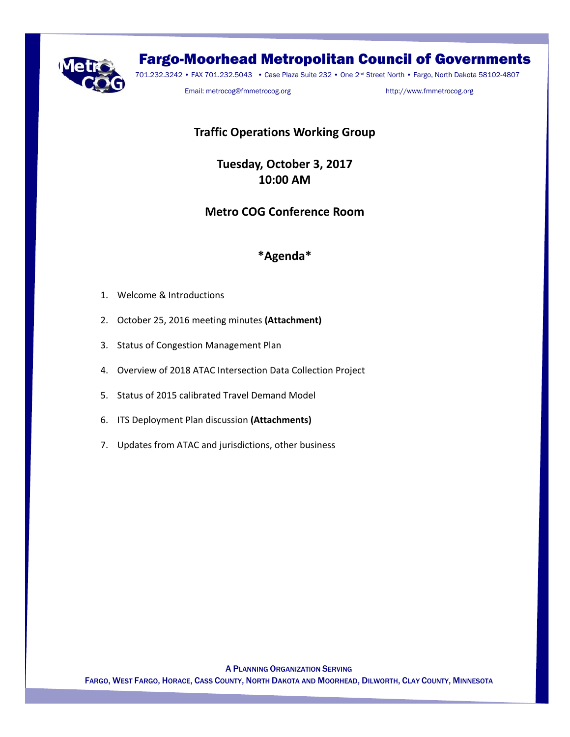# Fargo-Moorhead Metropolitan Council of Governments

701.232.3242 • FAX 701.232.5043 • Case Plaza Suite 232 • One 2nd Street North • Fargo, North Dakota 58102-4807

Email: metrocog@fmmetrocog.org http://www.fmmetrocog.org

## Traffic Operations Working Group

**Tuesday, October 3, 2017**
**10:00 AM**

**Metro COG Conference Room**

## *Agenda*

1. Welcome & Introductions
2. October 25, 2016 meeting minutes **(Attachment)**
3. Status of Congestion Management Plan
4. Overview of 2018 ATAC Intersection Data Collection Project
5. Status of 2015 calibrated Travel Demand Model
6. ITS Deployment Plan discussion **(Attachments)**
7. Updates from ATAC and jurisdictions, other business

A PLANNING ORGANIZATION SERVING
FARGO, WEST FARGO, HORACE, CASS COUNTY, NORTH DAKOTA AND MOORHEAD, DILWORTH, CLAY COUNTY, MINNESOTA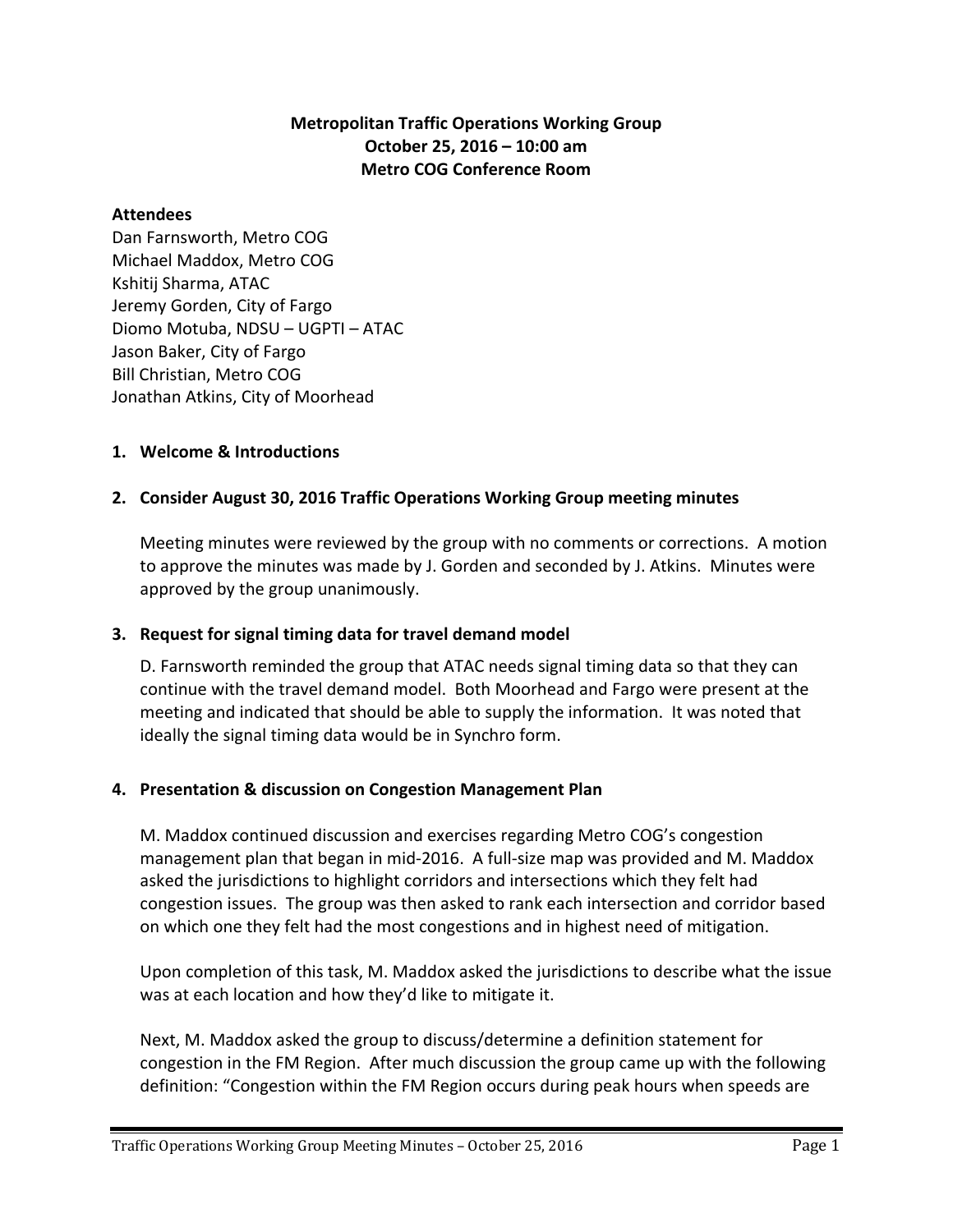**Metropolitan Traffic Operations Working Group**
**October 25, 2016 – 10:00 am**
**Metro COG Conference Room**

**Attendees**

Dan Farnsworth, Metro COG
Michael Maddox, Metro COG
Kshitij Sharma, ATAC
Jeremy Gorden, City of Fargo
Diomo Motuba, NDSU – UGPTI – ATAC
Jason Baker, City of Fargo
Bill Christian, Metro COG
Jonathan Atkins, City of Moorhead

**1. Welcome & Introductions**

**2. Consider August 30, 2016 Traffic Operations Working Group meeting minutes**

Meeting minutes were reviewed by the group with no comments or corrections. A motion to approve the minutes was made by J. Gorden and seconded by J. Atkins. Minutes were approved by the group unanimously.

**3. Request for signal timing data for travel demand model**

D. Farnsworth reminded the group that ATAC needs signal timing data so that they can continue with the travel demand model. Both Moorhead and Fargo were present at the meeting and indicated that should be able to supply the information. It was noted that ideally the signal timing data would be in Synchro form.

**4. Presentation & discussion on Congestion Management Plan**

M. Maddox continued discussion and exercises regarding Metro COG's congestion management plan that began in mid-2016. A full-size map was provided and M. Maddox asked the jurisdictions to highlight corridors and intersections which they felt had congestion issues. The group was then asked to rank each intersection and corridor based on which one they felt had the most congestions and in highest need of mitigation.

Upon completion of this task, M. Maddox asked the jurisdictions to describe what the issue was at each location and how they'd like to mitigate it.

Next, M. Maddox asked the group to discuss/determine a definition statement for congestion in the FM Region. After much discussion the group came up with the following definition: "Congestion within the FM Region occurs during peak hours when speeds are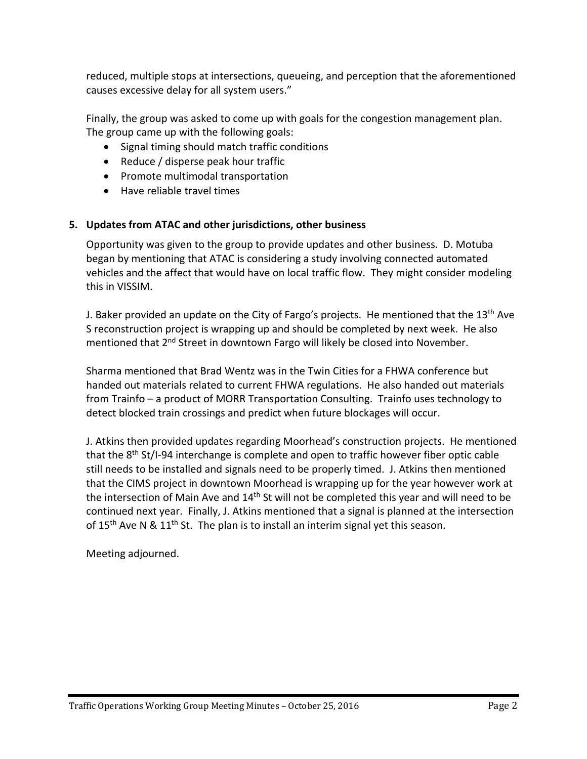reduced, multiple stops at intersections, queueing, and perception that the aforementioned causes excessive delay for all system users."

Finally, the group was asked to come up with goals for the congestion management plan. The group came up with the following goals:

- Signal timing should match traffic conditions
- Reduce / disperse peak hour traffic
- Promote multimodal transportation
- Have reliable travel times

**5. Updates from ATAC and other jurisdictions, other business**

Opportunity was given to the group to provide updates and other business. D. Motuba began by mentioning that ATAC is considering a study involving connected automated vehicles and the affect that would have on local traffic flow. They might consider modeling this in VISSIM.

J. Baker provided an update on the City of Fargo's projects. He mentioned that the 13th Ave S reconstruction project is wrapping up and should be completed by next week. He also mentioned that 2nd Street in downtown Fargo will likely be closed into November.

Sharma mentioned that Brad Wentz was in the Twin Cities for a FHWA conference but handed out materials related to current FHWA regulations. He also handed out materials from Trainfo – a product of MORR Transportation Consulting. Trainfo uses technology to detect blocked train crossings and predict when future blockages will occur.

J. Atkins then provided updates regarding Moorhead's construction projects. He mentioned that the 8th St/I-94 interchange is complete and open to traffic however fiber optic cable still needs to be installed and signals need to be properly timed. J. Atkins then mentioned that the CIMS project in downtown Moorhead is wrapping up for the year however work at the intersection of Main Ave and 14th St will not be completed this year and will need to be continued next year. Finally, J. Atkins mentioned that a signal is planned at the intersection of 15th Ave N & 11th St. The plan is to install an interim signal yet this season.

Meeting adjourned.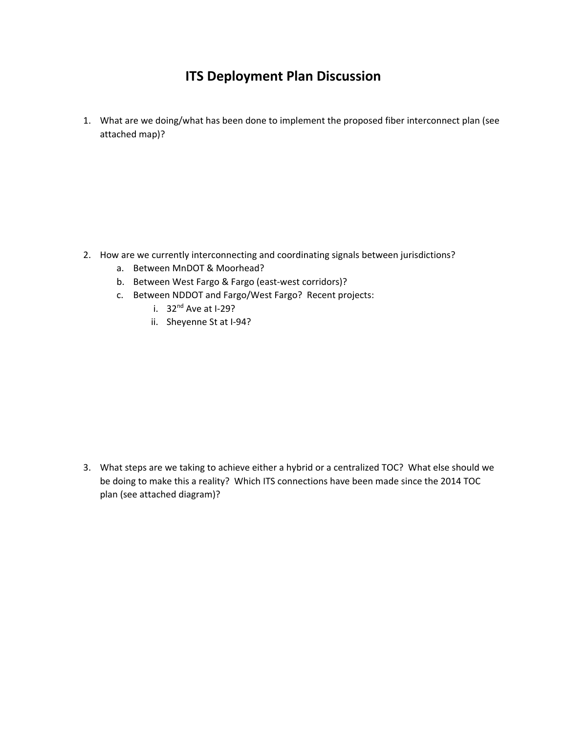# ITS Deployment Plan Discussion

1. What are we doing/what has been done to implement the proposed fiber interconnect plan (see attached map)?

2. How are we currently interconnecting and coordinating signals between jurisdictions?
   a. Between MnDOT & Moorhead?
   b. Between West Fargo & Fargo (east-west corridors)?
   c. Between NDDOT and Fargo/West Fargo? Recent projects:
      i. 32nd Ave at I-29?
      ii. Sheyenne St at I-94?

3. What steps are we taking to achieve either a hybrid or a centralized TOC? What else should we be doing to make this a reality? Which ITS connections have been made since the 2014 TOC plan (see attached diagram)?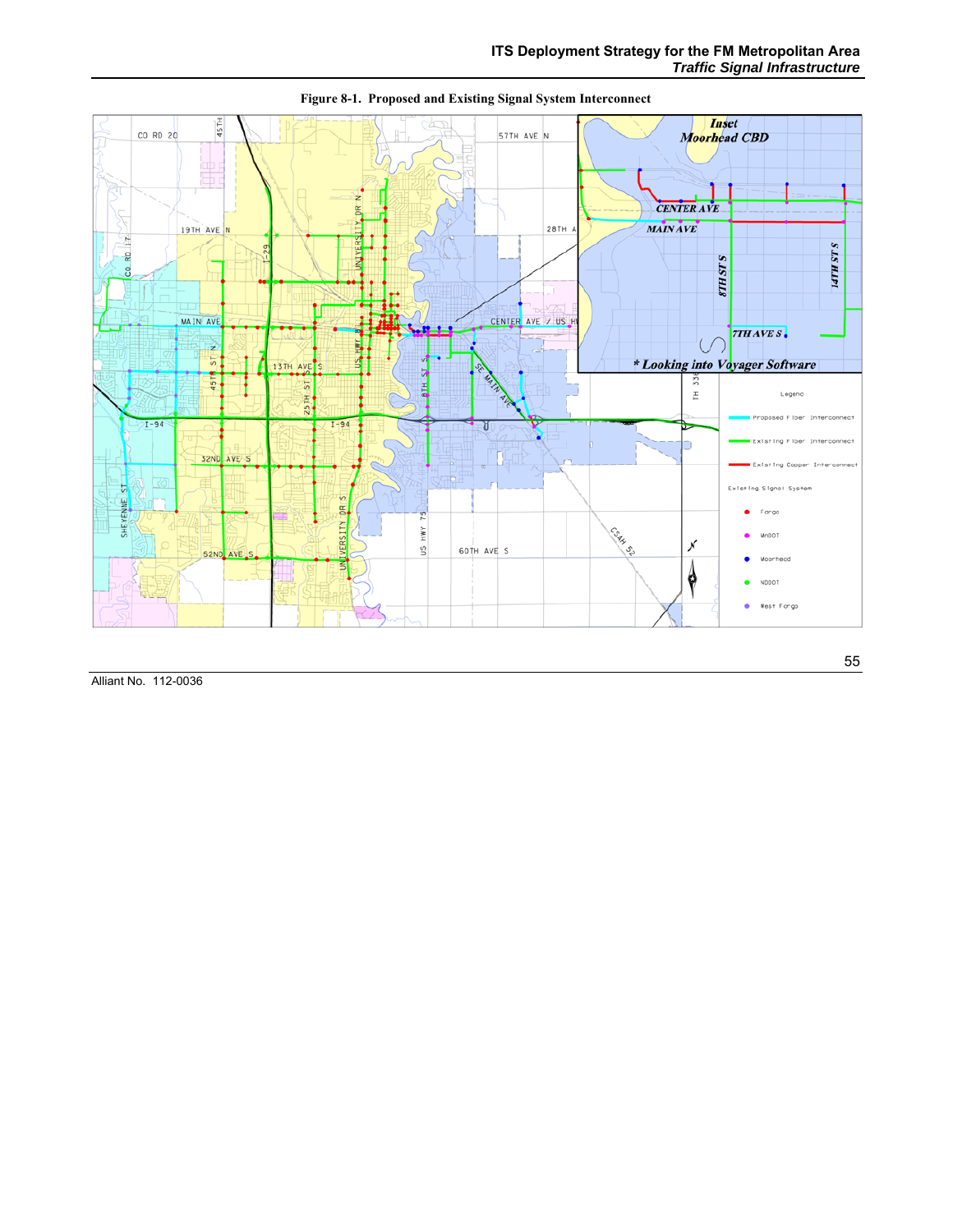Figure 8-1. Proposed and Existing Signal System Interconnect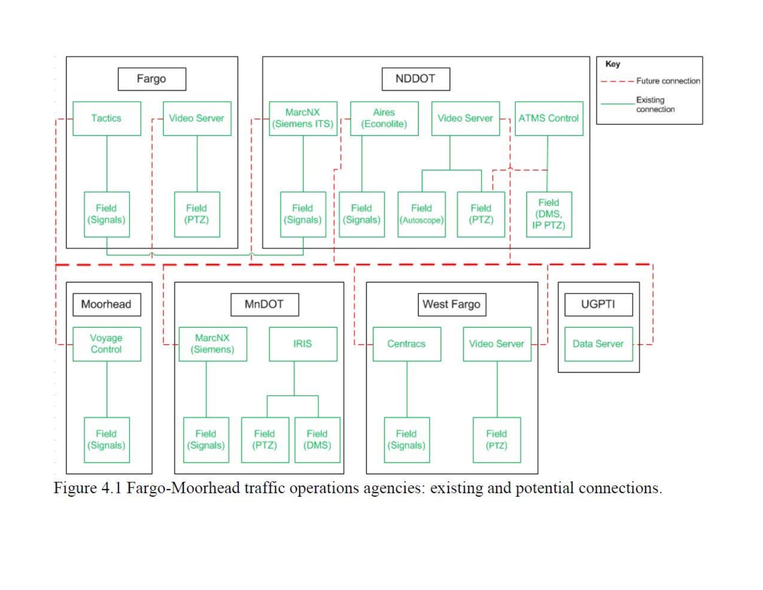Fargo

Tactics

Video Server

Field (Signals)

Field (PTZ)

NDDOT

MarcNX (Siemens ITS)

Aires (Econolite)

Video Server

ATMS Control

Field (Signals)

Field (Signals)

Field (Autoscope)

Field (PTZ)

Field (DMS, IP PTZ)

Key

Future connection

Existing connection

Moorhead

Voyage Control

Field (Signals)

MnDOT

MarcNX (Siemens)

IRIS

Field (Signals)

Field (PTZ)

Field (DMS)

West Fargo

Centracs

Video Server

Field (Signals)

Field (PTZ)

UGPTI

Data Server

Figure 4.1 Fargo-Moorhead traffic operations agencies: existing and potential connections.